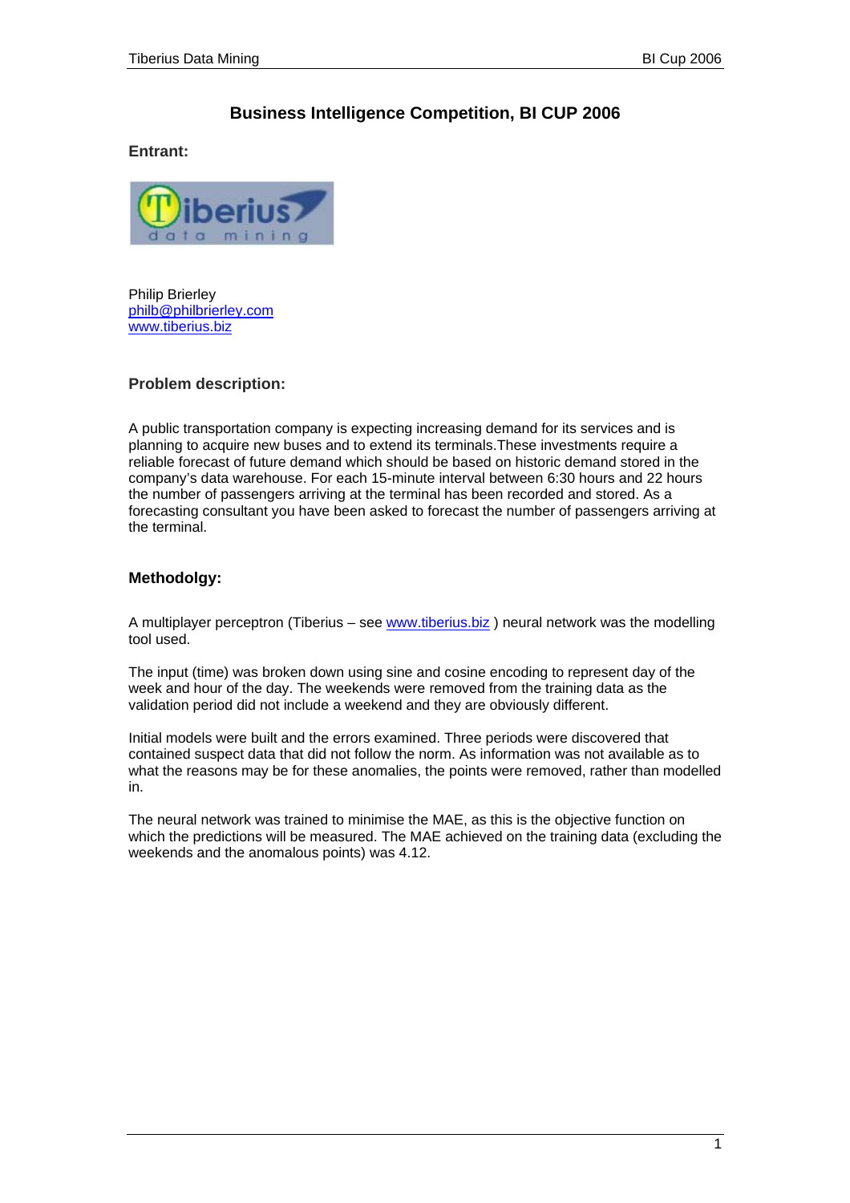# Business Intelligence Competition, BI CUP 2006

### Entrant:

Philip Brierley
philb@philbrierley.com
www.tiberius.biz

### Problem description:

A public transportation company is expecting increasing demand for its services and is planning to acquire new buses and to extend its terminals.These investments require a reliable forecast of future demand which should be based on historic demand stored in the company's data warehouse. For each 15-minute interval between 6:30 hours and 22 hours the number of passengers arriving at the terminal has been recorded and stored. As a forecasting consultant you have been asked to forecast the number of passengers arriving at the terminal.

### Methodolgy:

A multiplayer perceptron (Tiberius – see www.tiberius.biz ) neural network was the modelling tool used.

The input (time) was broken down using sine and cosine encoding to represent day of the week and hour of the day. The weekends were removed from the training data as the validation period did not include a weekend and they are obviously different.

Initial models were built and the errors examined. Three periods were discovered that contained suspect data that did not follow the norm. As information was not available as to what the reasons may be for these anomalies, the points were removed, rather than modelled in.

The neural network was trained to minimise the MAE, as this is the objective function on which the predictions will be measured. The MAE achieved on the training data (excluding the weekends and the anomalous points) was 4.12.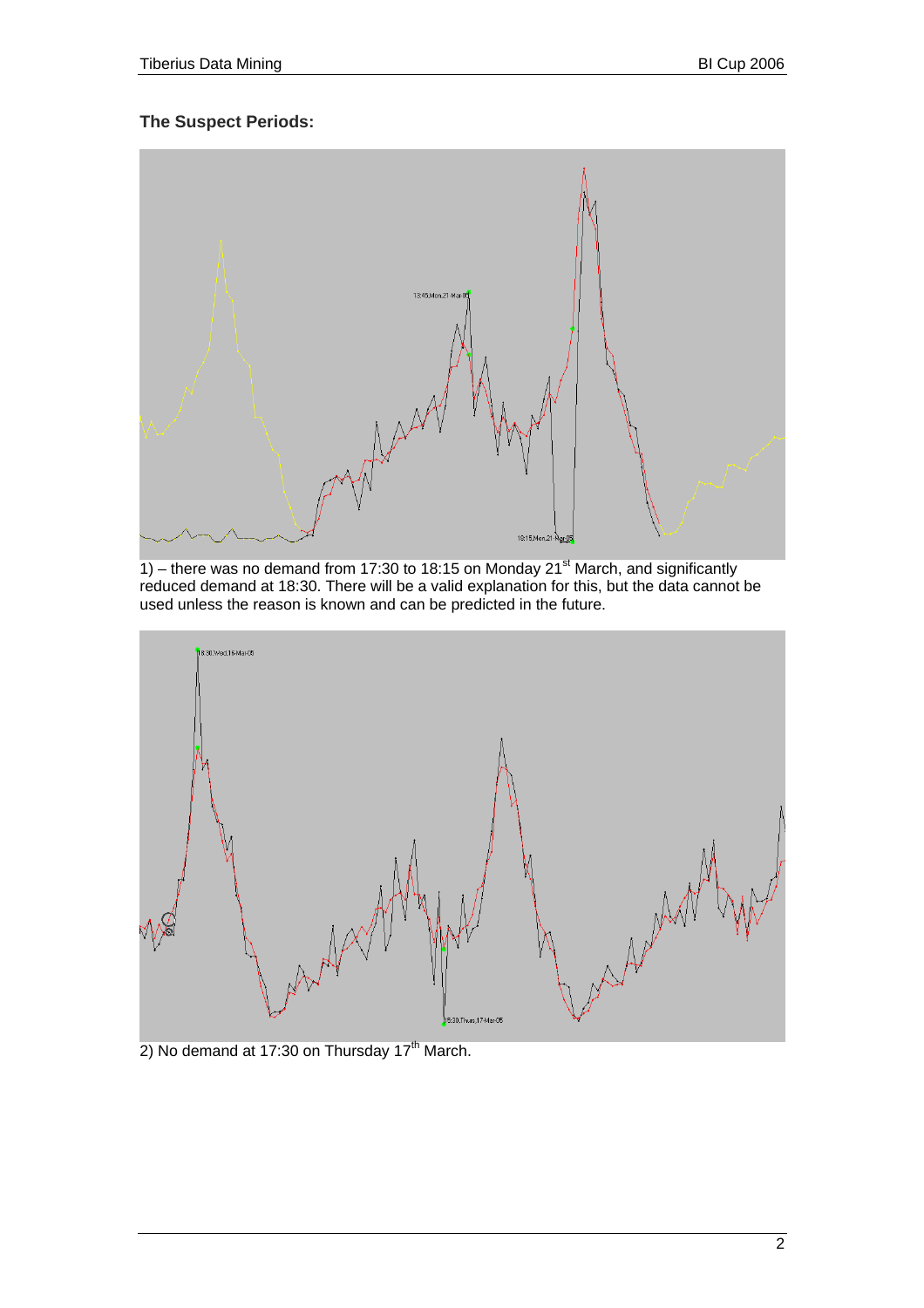### The Suspect Periods:

1) – there was no demand from 17:30 to 18:15 on Monday 21st March, and significantly reduced demand at 18:30. There will be a valid explanation for this, but the data cannot be used unless the reason is known and can be predicted in the future.

2) No demand at 17:30 on Thursday 17th March.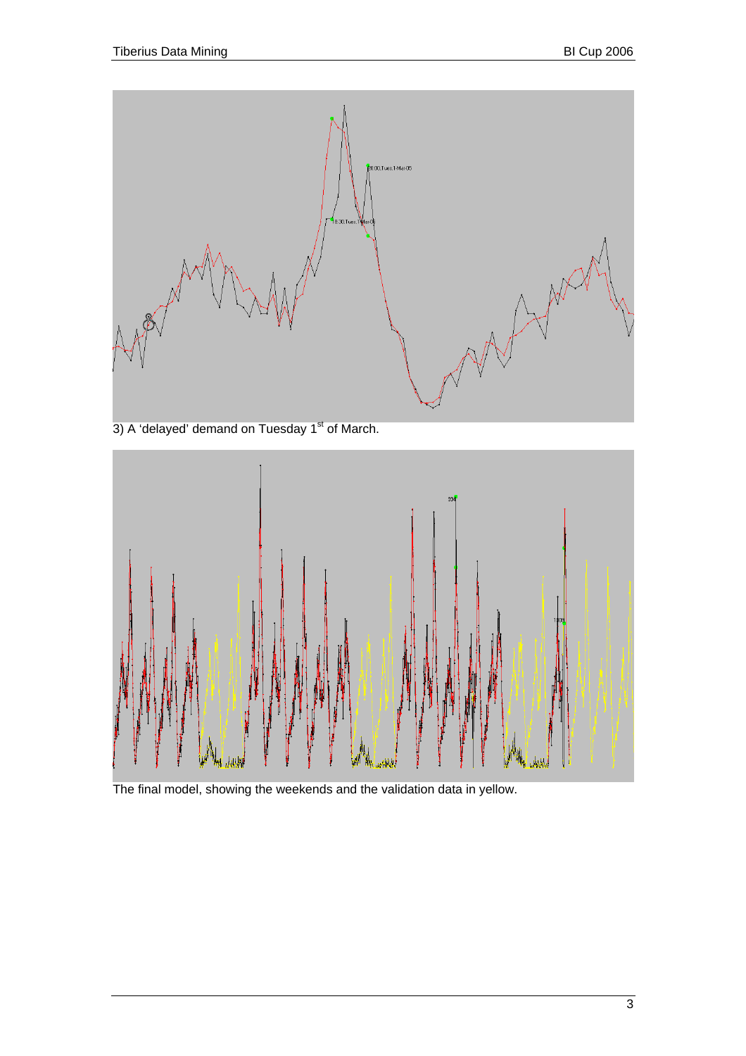20:00,Tues,1-Mar-05

18:30,Tues,1-Mar-05

3) A 'delayed' demand on Tuesday 1st of March.

994

1109

The final model, showing the weekends and the validation data in yellow.